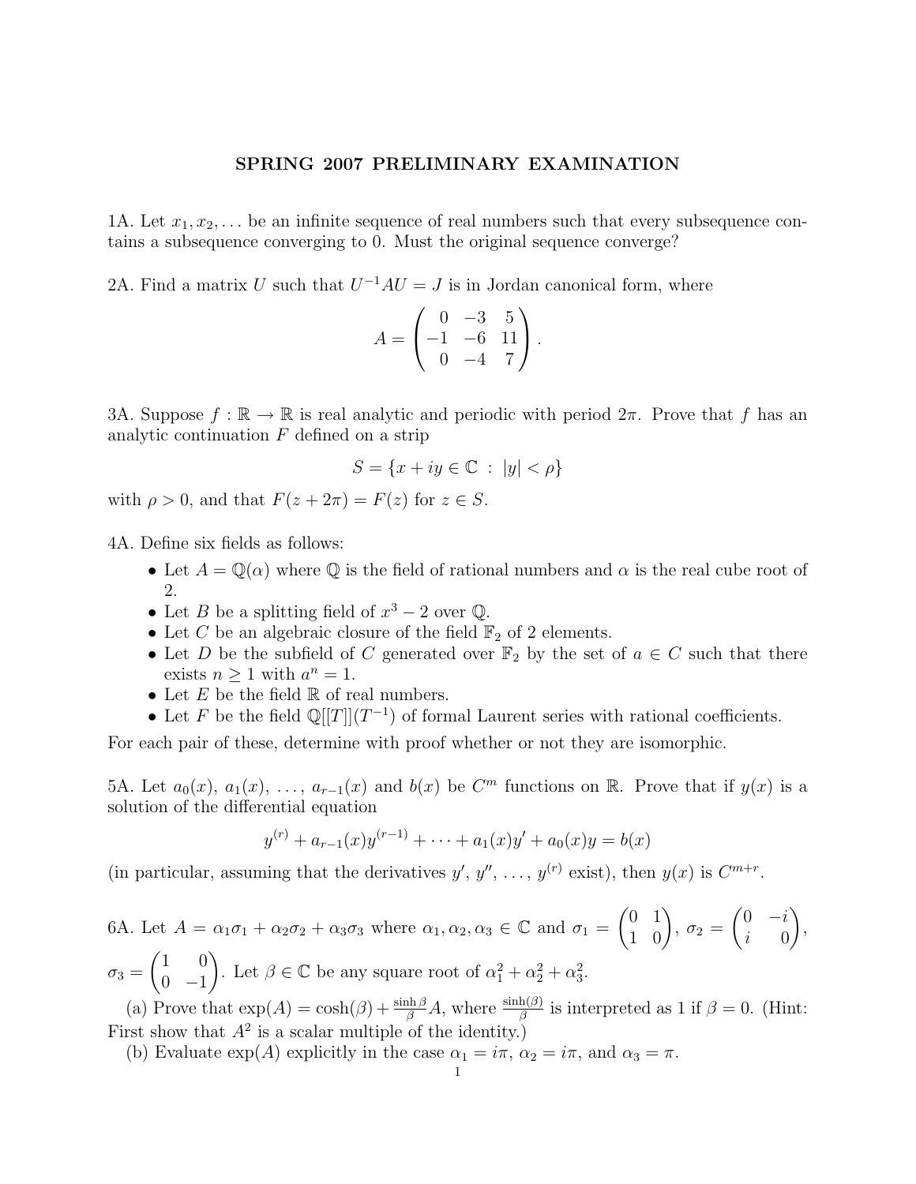# SPRING 2007 PRELIMINARY EXAMINATION

1A. Let $x_1, x_2, \ldots$ be an infinite sequence of real numbers such that every subsequence contains a subsequence converging to 0. Must the original sequence converge?

2A. Find a matrix $U$ such that $U^{-1}AU = J$ is in Jordan canonical form, where

$$A = \begin{pmatrix} 0 & -3 & 5 \\ -1 & -6 & 11 \\ 0 & -4 & 7 \end{pmatrix}.$$

3A. Suppose $f : \mathbb{R} \to \mathbb{R}$ is real analytic and periodic with period $2\pi$. Prove that $f$ has an analytic continuation $F$ defined on a strip

$$S = \{x + iy \in \mathbb{C} \ : \ |y| < \rho\}$$

with $\rho > 0$, and that $F(z + 2\pi) = F(z)$ for $z \in S$.

4A. Define six fields as follows:

- Let $A = \mathbb{Q}(\alpha)$ where $\mathbb{Q}$ is the field of rational numbers and $\alpha$ is the real cube root of 2.
- Let $B$ be a splitting field of $x^3 - 2$ over $\mathbb{Q}$.
- Let $C$ be an algebraic closure of the field $\mathbb{F}_2$ of 2 elements.
- Let $D$ be the subfield of $C$ generated over $\mathbb{F}_2$ by the set of $a \in C$ such that there exists $n \geq 1$ with $a^n = 1$.
- Let $E$ be the field $\mathbb{R}$ of real numbers.
- Let $F$ be the field $\mathbb{Q}[[T]](T^{-1})$ of formal Laurent series with rational coefficients.

For each pair of these, determine with proof whether or not they are isomorphic.

5A. Let $a_0(x)$, $a_1(x)$, $\ldots$, $a_{r-1}(x)$ and $b(x)$ be $C^m$ functions on $\mathbb{R}$. Prove that if $y(x)$ is a solution of the differential equation

$$y^{(r)} + a_{r-1}(x)y^{(r-1)} + \cdots + a_1(x)y' + a_0(x)y = b(x)$$

(in particular, assuming that the derivatives $y'$, $y''$, $\ldots$, $y^{(r)}$ exist), then $y(x)$ is $C^{m+r}$.

6A. Let $A = \alpha_1\sigma_1 + \alpha_2\sigma_2 + \alpha_3\sigma_3$ where $\alpha_1, \alpha_2, \alpha_3 \in \mathbb{C}$ and $\sigma_1 = \begin{pmatrix} 0 & 1 \\ 1 & 0 \end{pmatrix}$, $\sigma_2 = \begin{pmatrix} 0 & -i \\ i & 0 \end{pmatrix}$, $\sigma_3 = \begin{pmatrix} 1 & 0 \\ 0 & -1 \end{pmatrix}$. Let $\beta \in \mathbb{C}$ be any square root of $\alpha_1^2 + \alpha_2^2 + \alpha_3^2$.

(a) Prove that $\exp(A) = \cosh(\beta) + \frac{\sinh \beta}{\beta} A$, where $\frac{\sinh(\beta)}{\beta}$ is interpreted as 1 if $\beta = 0$. (Hint: First show that $A^2$ is a scalar multiple of the identity.)

(b) Evaluate $\exp(A)$ explicitly in the case $\alpha_1 = i\pi$, $\alpha_2 = i\pi$, and $\alpha_3 = \pi$.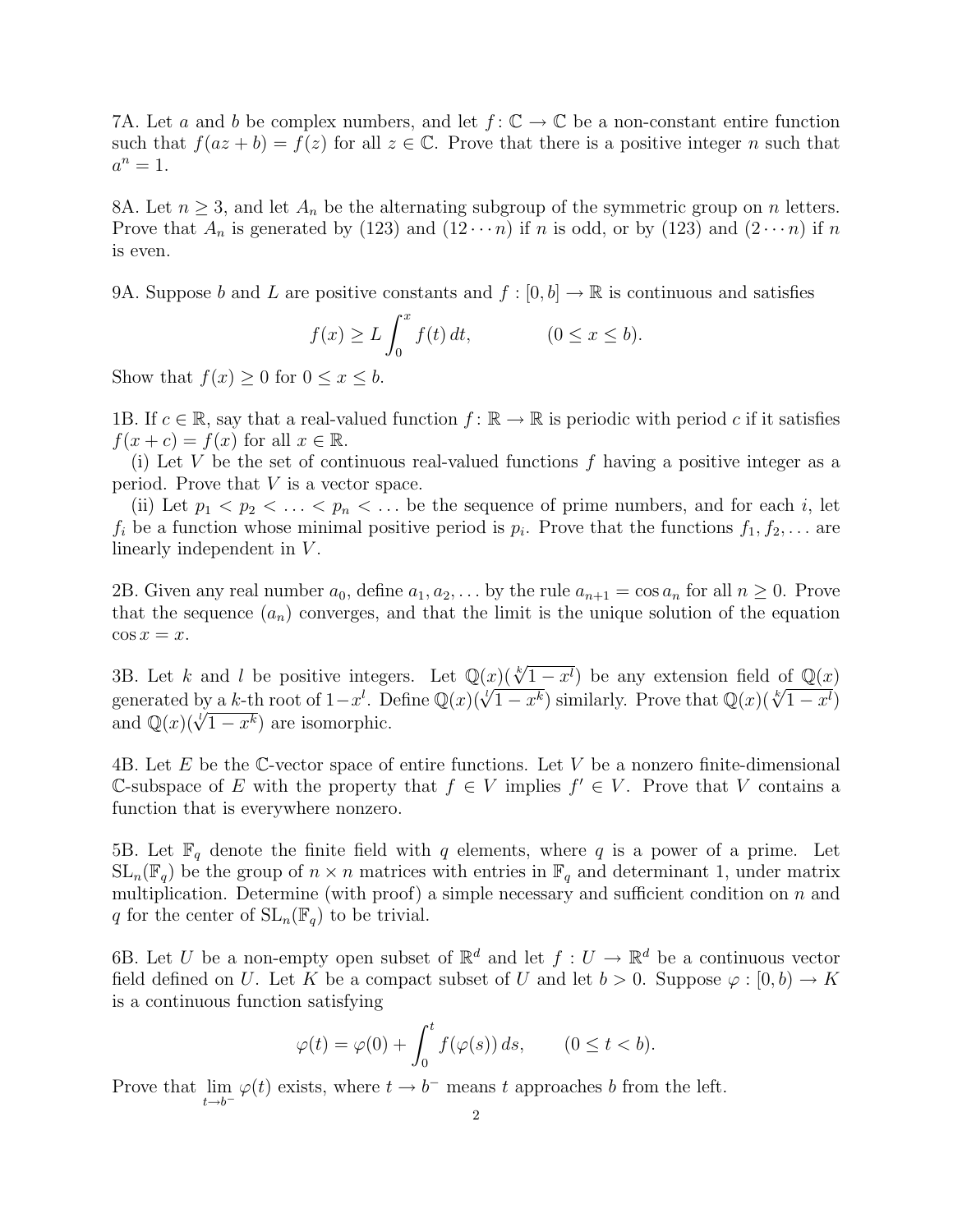7A. Let $a$ and $b$ be complex numbers, and let $f: \mathbb{C} \to \mathbb{C}$ be a non-constant entire function such that $f(az+b) = f(z)$ for all $z \in \mathbb{C}$. Prove that there is a positive integer $n$ such that $a^n = 1$.

8A. Let $n \geq 3$, and let $A_n$ be the alternating subgroup of the symmetric group on $n$ letters. Prove that $A_n$ is generated by $(123)$ and $(12 \cdots n)$ if $n$ is odd, or by $(123)$ and $(2 \cdots n)$ if $n$ is even.

9A. Suppose $b$ and $L$ are positive constants and $f : [0, b] \to \mathbb{R}$ is continuous and satisfies

$$f(x) \geq L \int_0^x f(t)\, dt, \qquad (0 \leq x \leq b).$$

Show that $f(x) \geq 0$ for $0 \leq x \leq b$.

1B. If $c \in \mathbb{R}$, say that a real-valued function $f: \mathbb{R} \to \mathbb{R}$ is periodic with period $c$ if it satisfies $f(x+c) = f(x)$ for all $x \in \mathbb{R}$.

(i) Let $V$ be the set of continuous real-valued functions $f$ having a positive integer as a period. Prove that $V$ is a vector space.

(ii) Let $p_1 < p_2 < \ldots < p_n < \ldots$ be the sequence of prime numbers, and for each $i$, let $f_i$ be a function whose minimal positive period is $p_i$. Prove that the functions $f_1, f_2, \ldots$ are linearly independent in $V$.

2B. Given any real number $a_0$, define $a_1, a_2, \ldots$ by the rule $a_{n+1} = \cos a_n$ for all $n \geq 0$. Prove that the sequence $(a_n)$ converges, and that the limit is the unique solution of the equation $\cos x = x$.

3B. Let $k$ and $l$ be positive integers. Let $\mathbb{Q}(x)(\sqrt[k]{1-x^l})$ be any extension field of $\mathbb{Q}(x)$ generated by a $k$-th root of $1-x^l$. Define $\mathbb{Q}(x)(\sqrt[l]{1-x^k})$ similarly. Prove that $\mathbb{Q}(x)(\sqrt[k]{1-x^l})$ and $\mathbb{Q}(x)(\sqrt[l]{1-x^k})$ are isomorphic.

4B. Let $E$ be the $\mathbb{C}$-vector space of entire functions. Let $V$ be a nonzero finite-dimensional $\mathbb{C}$-subspace of $E$ with the property that $f \in V$ implies $f' \in V$. Prove that $V$ contains a function that is everywhere nonzero.

5B. Let $\mathbb{F}_q$ denote the finite field with $q$ elements, where $q$ is a power of a prime. Let $\mathrm{SL}_n(\mathbb{F}_q)$ be the group of $n \times n$ matrices with entries in $\mathbb{F}_q$ and determinant 1, under matrix multiplication. Determine (with proof) a simple necessary and sufficient condition on $n$ and $q$ for the center of $\mathrm{SL}_n(\mathbb{F}_q)$ to be trivial.

6B. Let $U$ be a non-empty open subset of $\mathbb{R}^d$ and let $f : U \to \mathbb{R}^d$ be a continuous vector field defined on $U$. Let $K$ be a compact subset of $U$ and let $b > 0$. Suppose $\varphi : [0, b) \to K$ is a continuous function satisfying

$$\varphi(t) = \varphi(0) + \int_0^t f(\varphi(s))\, ds, \qquad (0 \leq t < b).$$

Prove that $\lim_{t \to b^-} \varphi(t)$ exists, where $t \to b^-$ means $t$ approaches $b$ from the left.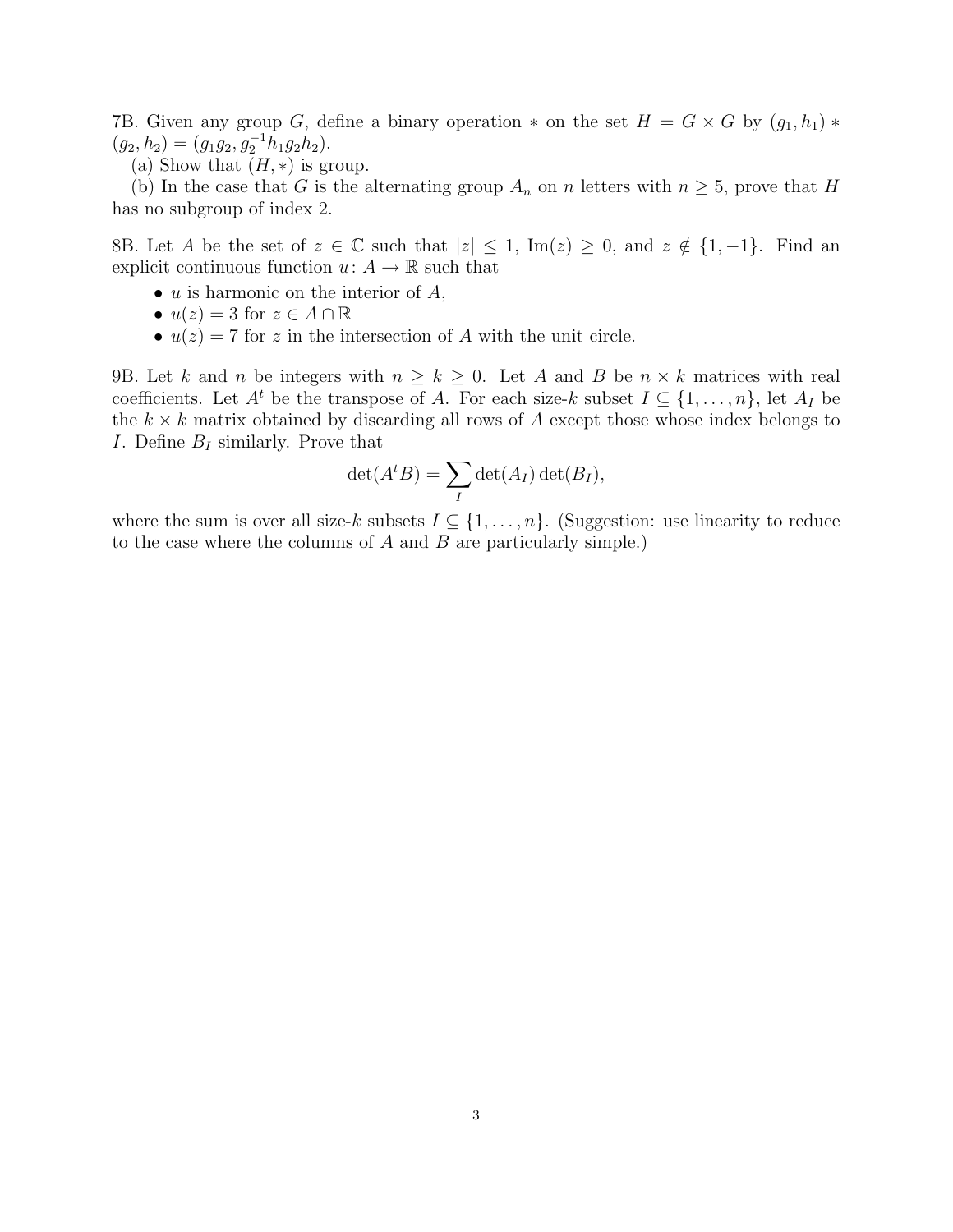7B. Given any group $G$, define a binary operation $*$ on the set $H = G \times G$ by $(g_1, h_1) * (g_2, h_2) = (g_1 g_2, g_2^{-1} h_1 g_2 h_2)$.

(a) Show that $(H, *)$ is group.

(b) In the case that $G$ is the alternating group $A_n$ on $n$ letters with $n \geq 5$, prove that $H$ has no subgroup of index 2.

8B. Let $A$ be the set of $z \in \mathbb{C}$ such that $|z| \leq 1$, $\operatorname{Im}(z) \geq 0$, and $z \notin \{1, -1\}$. Find an explicit continuous function $u \colon A \to \mathbb{R}$ such that

- $u$ is harmonic on the interior of $A$,
- $u(z) = 3$ for $z \in A \cap \mathbb{R}$
- $u(z) = 7$ for $z$ in the intersection of $A$ with the unit circle.

9B. Let $k$ and $n$ be integers with $n \geq k \geq 0$. Let $A$ and $B$ be $n \times k$ matrices with real coefficients. Let $A^t$ be the transpose of $A$. For each size-$k$ subset $I \subseteq \{1, \ldots, n\}$, let $A_I$ be the $k \times k$ matrix obtained by discarding all rows of $A$ except those whose index belongs to $I$. Define $B_I$ similarly. Prove that

$$\det(A^t B) = \sum_I \det(A_I) \det(B_I),$$

where the sum is over all size-$k$ subsets $I \subseteq \{1, \ldots, n\}$. (Suggestion: use linearity to reduce to the case where the columns of $A$ and $B$ are particularly simple.)